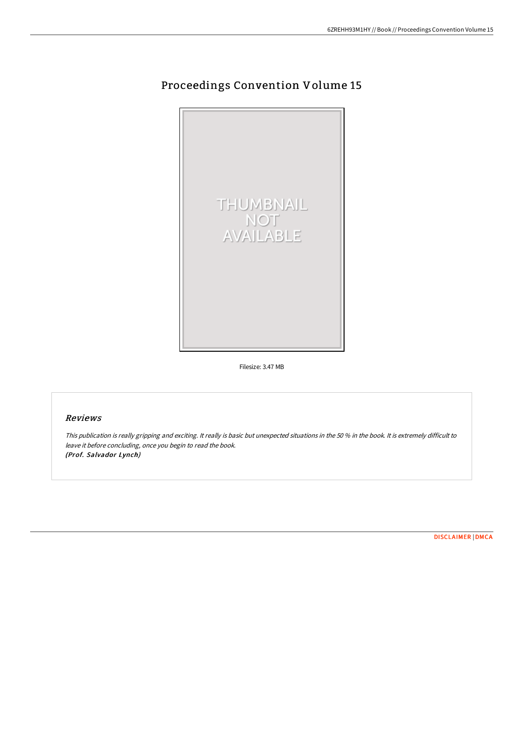# Proceedings Convention Volume 15

Filesize: 3.47 MB

## Reviews

*This publication is really gripping and exciting. It really is basic but unexpected situations in the 50 % in the book. It is extremely difficult to leave it before concluding, once you begin to read the book.*
*(Prof. Salvador Lynch)*

DISCLAIMER | DMCA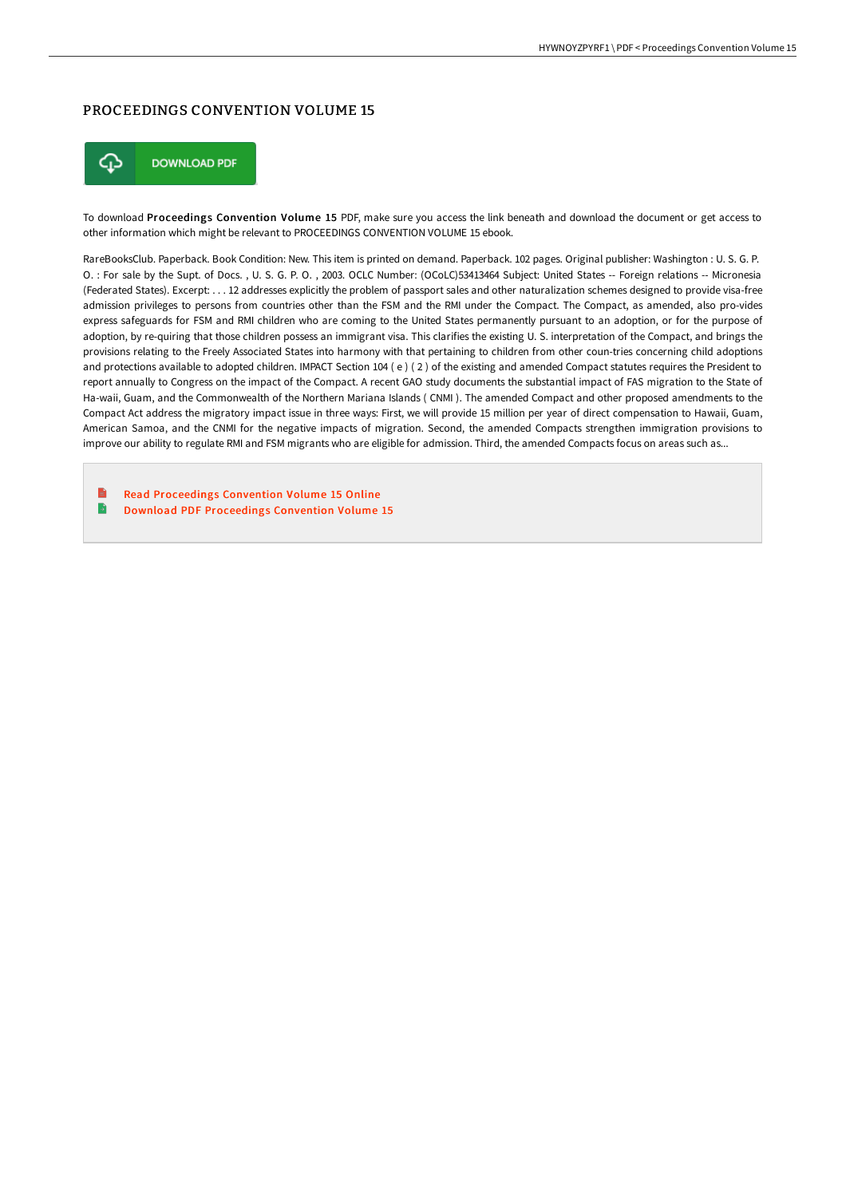## PROCEEDINGS CONVENTION VOLUME 15

DOWNLOAD PDF

To download **Proceedings Convention Volume 15** PDF, make sure you access the link beneath and download the document or get access to other information which might be relevant to PROCEEDINGS CONVENTION VOLUME 15 ebook.

RareBooksClub. Paperback. Book Condition: New. This item is printed on demand. Paperback. 102 pages. Original publisher: Washington : U. S. G. P. O. : For sale by the Supt. of Docs. , U. S. G. P. O. , 2003. OCLC Number: (OCoLC)53413464 Subject: United States -- Foreign relations -- Micronesia (Federated States). Excerpt: . . . 12 addresses explicitly the problem of passport sales and other naturalization schemes designed to provide visa-free admission privileges to persons from countries other than the FSM and the RMI under the Compact. The Compact, as amended, also pro-vides express safeguards for FSM and RMI children who are coming to the United States permanently pursuant to an adoption, or for the purpose of adoption, by re-quiring that those children possess an immigrant visa. This clarifies the existing U. S. interpretation of the Compact, and brings the provisions relating to the Freely Associated States into harmony with that pertaining to children from other coun-tries concerning child adoptions and protections available to adopted children. IMPACT Section 104 ( e ) ( 2 ) of the existing and amended Compact statutes requires the President to report annually to Congress on the impact of the Compact. A recent GAO study documents the substantial impact of FAS migration to the State of Ha-waii, Guam, and the Commonwealth of the Northern Mariana Islands ( CNMI ). The amended Compact and other proposed amendments to the Compact Act address the migratory impact issue in three ways: First, we will provide 15 million per year of direct compensation to Hawaii, Guam, American Samoa, and the CNMI for the negative impacts of migration. Second, the amended Compacts strengthen immigration provisions to improve our ability to regulate RMI and FSM migrants who are eligible for admission. Third, the amended Compacts focus on areas such as...

- Read Proceedings Convention Volume 15 Online
- Download PDF Proceedings Convention Volume 15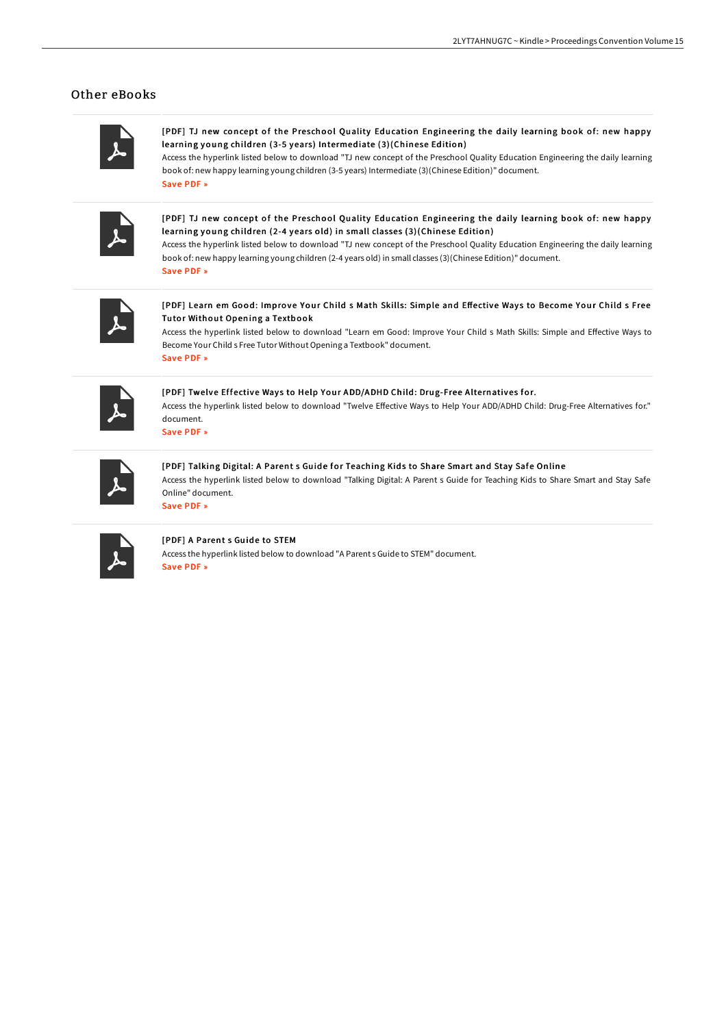## Other eBooks

**[PDF] TJ new concept of the Preschool Quality Education Engineering the daily learning book of: new happy learning young children (3-5 years) Intermediate (3)(Chinese Edition)**

Access the hyperlink listed below to download "TJ new concept of the Preschool Quality Education Engineering the daily learning book of: new happy learning young children (3-5 years) Intermediate (3)(Chinese Edition)" document.

Save PDF »

**[PDF] TJ new concept of the Preschool Quality Education Engineering the daily learning book of: new happy learning young children (2-4 years old) in small classes (3)(Chinese Edition)**

Access the hyperlink listed below to download "TJ new concept of the Preschool Quality Education Engineering the daily learning book of: new happy learning young children (2-4 years old) in small classes (3)(Chinese Edition)" document.

Save PDF »

**[PDF] Learn em Good: Improve Your Child s Math Skills: Simple and Effective Ways to Become Your Child s Free Tutor Without Opening a Textbook**

Access the hyperlink listed below to download "Learn em Good: Improve Your Child s Math Skills: Simple and Effective Ways to Become Your Child s Free Tutor Without Opening a Textbook" document.

Save PDF »

**[PDF] Twelve Effective Ways to Help Your ADD/ADHD Child: Drug-Free Alternatives for.**

Access the hyperlink listed below to download "Twelve Effective Ways to Help Your ADD/ADHD Child: Drug-Free Alternatives for." document.

Save PDF »

**[PDF] Talking Digital: A Parent s Guide for Teaching Kids to Share Smart and Stay Safe Online**

Access the hyperlink listed below to download "Talking Digital: A Parent s Guide for Teaching Kids to Share Smart and Stay Safe Online" document.

Save PDF »

**[PDF] A Parent s Guide to STEM**

Access the hyperlink listed below to download "A Parent s Guide to STEM" document.

Save PDF »